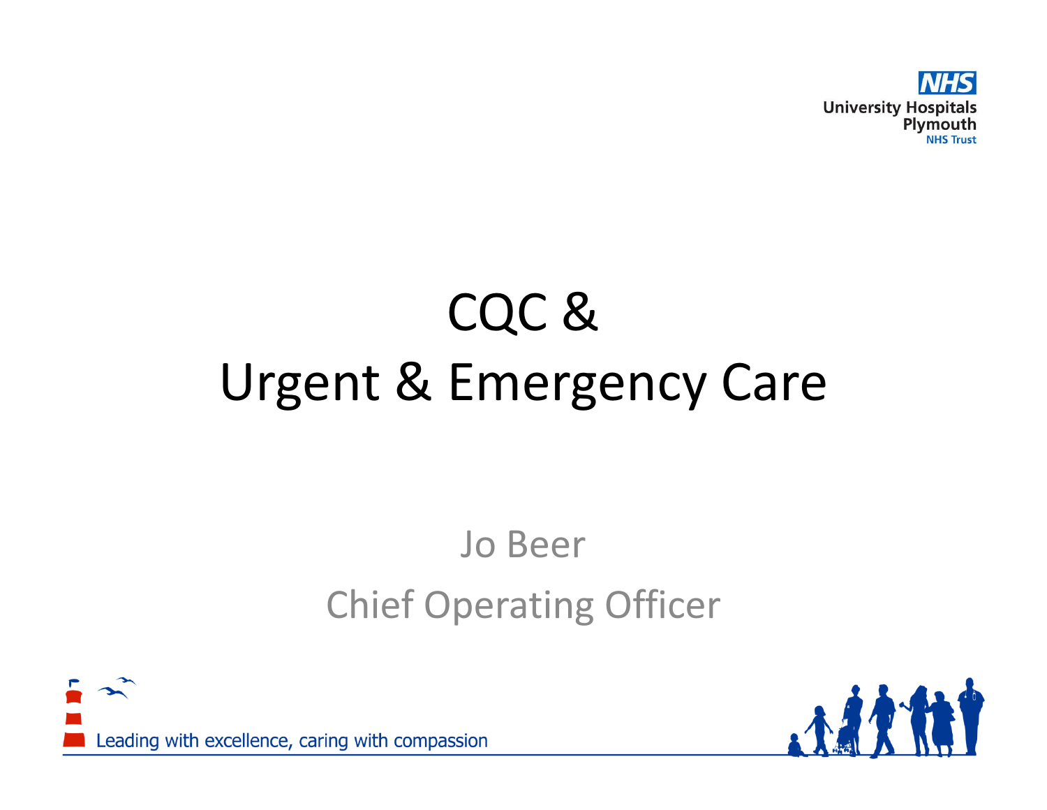University Hospitals Plymouth NHS Trust

# CQC & Urgent & Emergency Care

Jo Beer

Chief Operating Officer

Leading with excellence, caring with compassion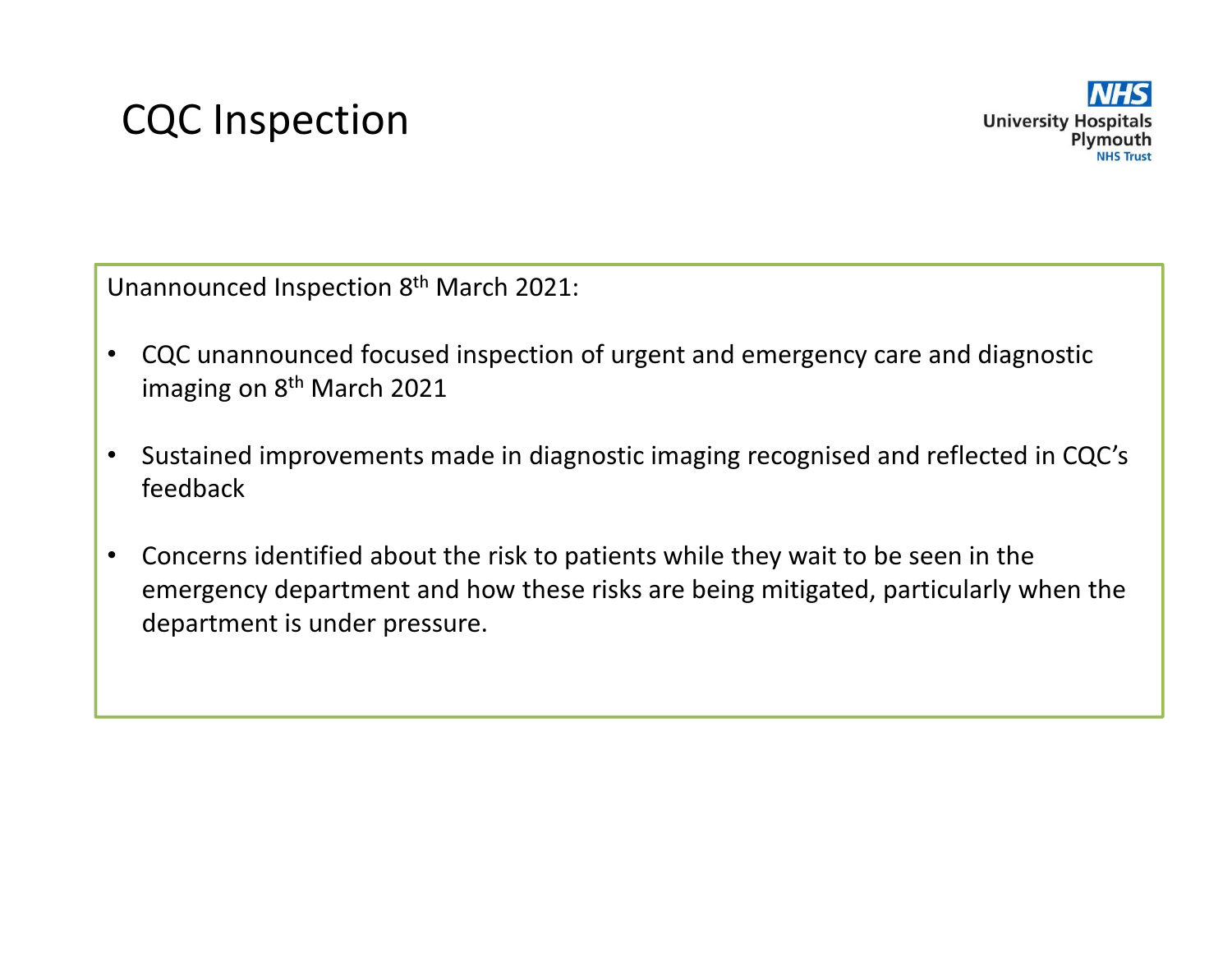# CQC Inspection

Unannounced Inspection 8th March 2021:

- CQC unannounced focused inspection of urgent and emergency care and diagnostic imaging on 8th March 2021
- Sustained improvements made in diagnostic imaging recognised and reflected in CQC's feedback
- Concerns identified about the risk to patients while they wait to be seen in the emergency department and how these risks are being mitigated, particularly when the department is under pressure.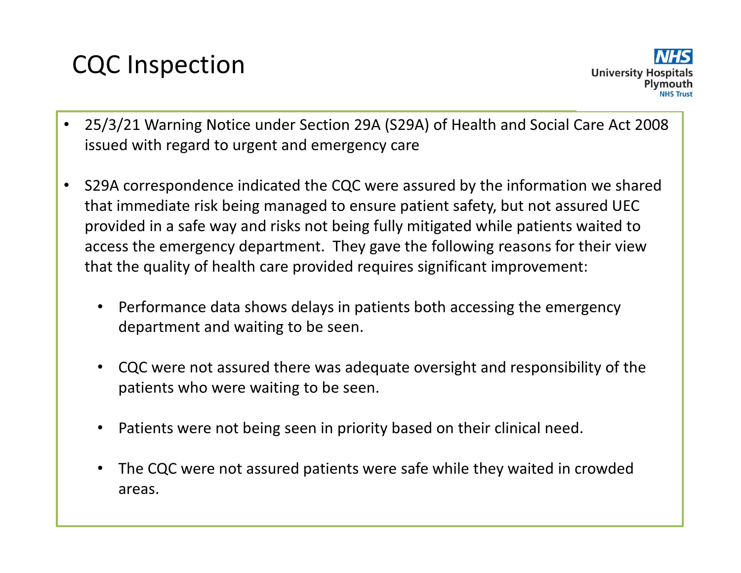# CQC Inspection

- 25/3/21 Warning Notice under Section 29A (S29A) of Health and Social Care Act 2008 issued with regard to urgent and emergency care

- S29A correspondence indicated the CQC were assured by the information we shared that immediate risk being managed to ensure patient safety, but not assured UEC provided in a safe way and risks not being fully mitigated while patients waited to access the emergency department. They gave the following reasons for their view that the quality of health care provided requires significant improvement:

  - Performance data shows delays in patients both accessing the emergency department and waiting to be seen.

  - CQC were not assured there was adequate oversight and responsibility of the patients who were waiting to be seen.

  - Patients were not being seen in priority based on their clinical need.

  - The CQC were not assured patients were safe while they waited in crowded areas.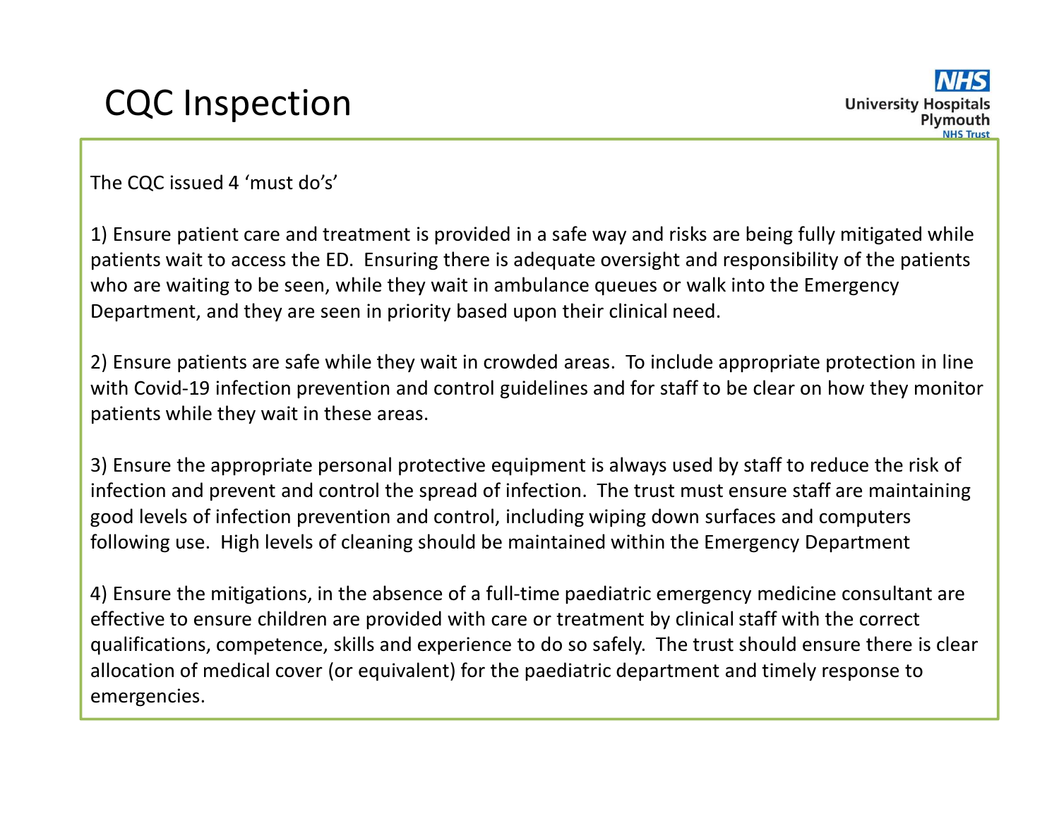# CQC Inspection

The CQC issued 4 'must do's'

1) Ensure patient care and treatment is provided in a safe way and risks are being fully mitigated while patients wait to access the ED. Ensuring there is adequate oversight and responsibility of the patients who are waiting to be seen, while they wait in ambulance queues or walk into the Emergency Department, and they are seen in priority based upon their clinical need.

2) Ensure patients are safe while they wait in crowded areas. To include appropriate protection in line with Covid-19 infection prevention and control guidelines and for staff to be clear on how they monitor patients while they wait in these areas.

3) Ensure the appropriate personal protective equipment is always used by staff to reduce the risk of infection and prevent and control the spread of infection. The trust must ensure staff are maintaining good levels of infection prevention and control, including wiping down surfaces and computers following use. High levels of cleaning should be maintained within the Emergency Department

4) Ensure the mitigations, in the absence of a full-time paediatric emergency medicine consultant are effective to ensure children are provided with care or treatment by clinical staff with the correct qualifications, competence, skills and experience to do so safely. The trust should ensure there is clear allocation of medical cover (or equivalent) for the paediatric department and timely response to emergencies.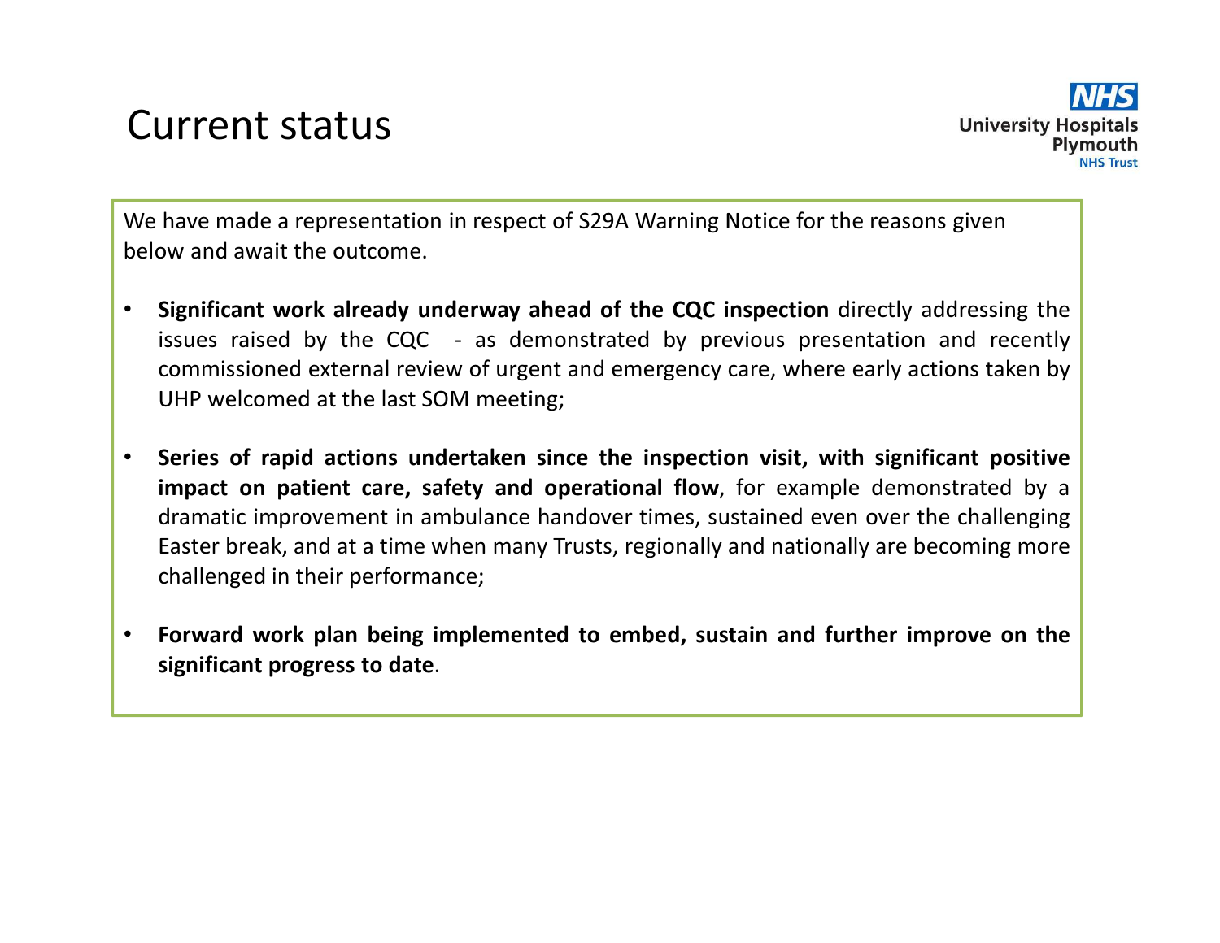# Current status

We have made a representation in respect of S29A Warning Notice for the reasons given below and await the outcome.

- **Significant work already underway ahead of the CQC inspection** directly addressing the issues raised by the CQC - as demonstrated by previous presentation and recently commissioned external review of urgent and emergency care, where early actions taken by UHP welcomed at the last SOM meeting;
- **Series of rapid actions undertaken since the inspection visit, with significant positive impact on patient care, safety and operational flow**, for example demonstrated by a dramatic improvement in ambulance handover times, sustained even over the challenging Easter break, and at a time when many Trusts, regionally and nationally are becoming more challenged in their performance;
- **Forward work plan being implemented to embed, sustain and further improve on the significant progress to date**.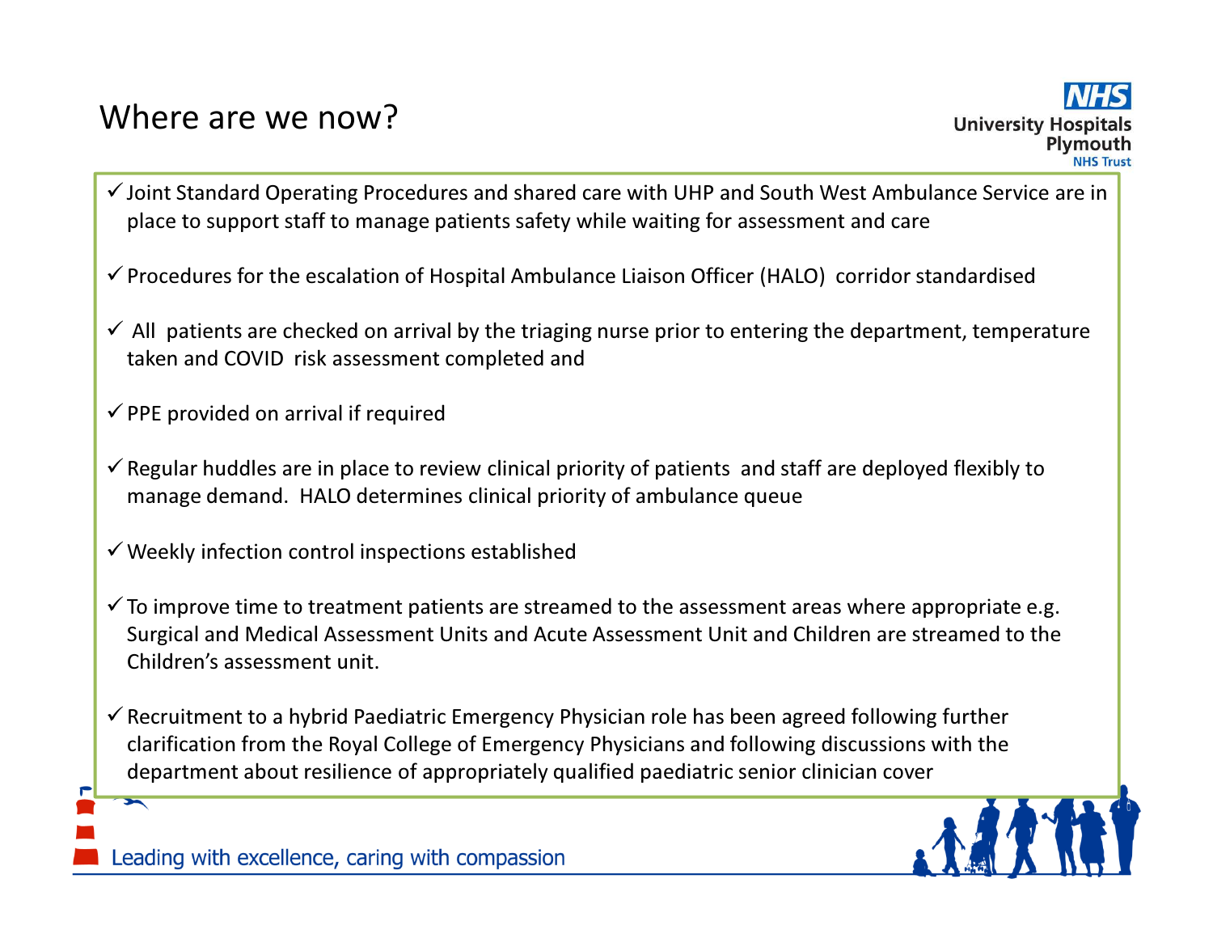# Where are we now?

- ✓ Joint Standard Operating Procedures and shared care with UHP and South West Ambulance Service are in place to support staff to manage patients safety while waiting for assessment and care
- ✓ Procedures for the escalation of Hospital Ambulance Liaison Officer (HALO) corridor standardised
- ✓ All patients are checked on arrival by the triaging nurse prior to entering the department, temperature taken and COVID risk assessment completed and
- ✓ PPE provided on arrival if required
- ✓ Regular huddles are in place to review clinical priority of patients and staff are deployed flexibly to manage demand. HALO determines clinical priority of ambulance queue
- ✓ Weekly infection control inspections established
- ✓ To improve time to treatment patients are streamed to the assessment areas where appropriate e.g. Surgical and Medical Assessment Units and Acute Assessment Unit and Children are streamed to the Children's assessment unit.
- ✓ Recruitment to a hybrid Paediatric Emergency Physician role has been agreed following further clarification from the Royal College of Emergency Physicians and following discussions with the department about resilience of appropriately qualified paediatric senior clinician cover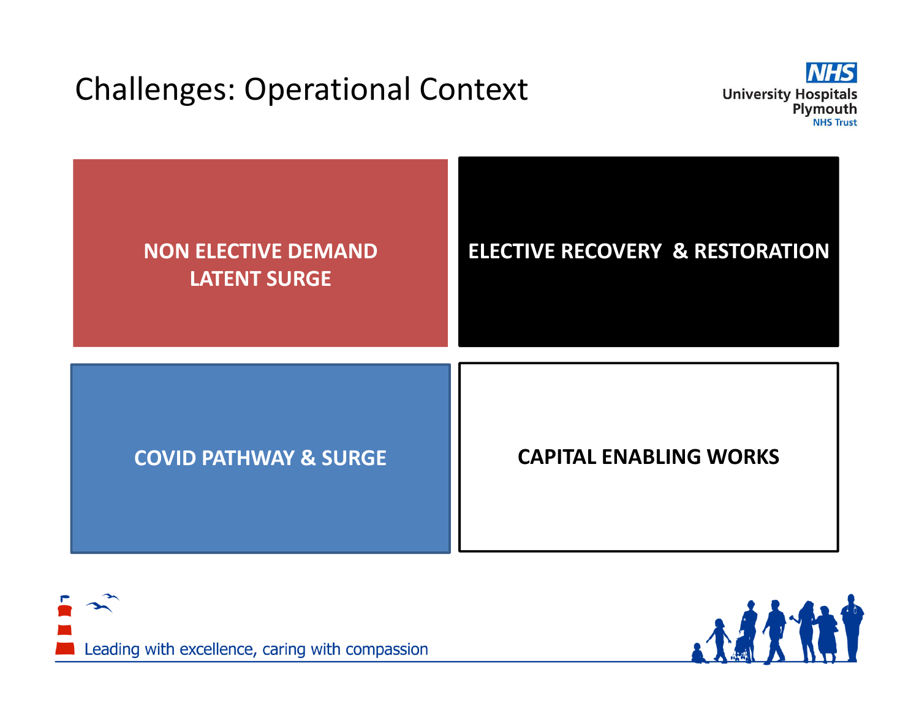# Challenges: Operational Context

**NON ELECTIVE DEMAND**
**LATENT SURGE**

**ELECTIVE RECOVERY & RESTORATION**

**COVID PATHWAY & SURGE**

**CAPITAL ENABLING WORKS**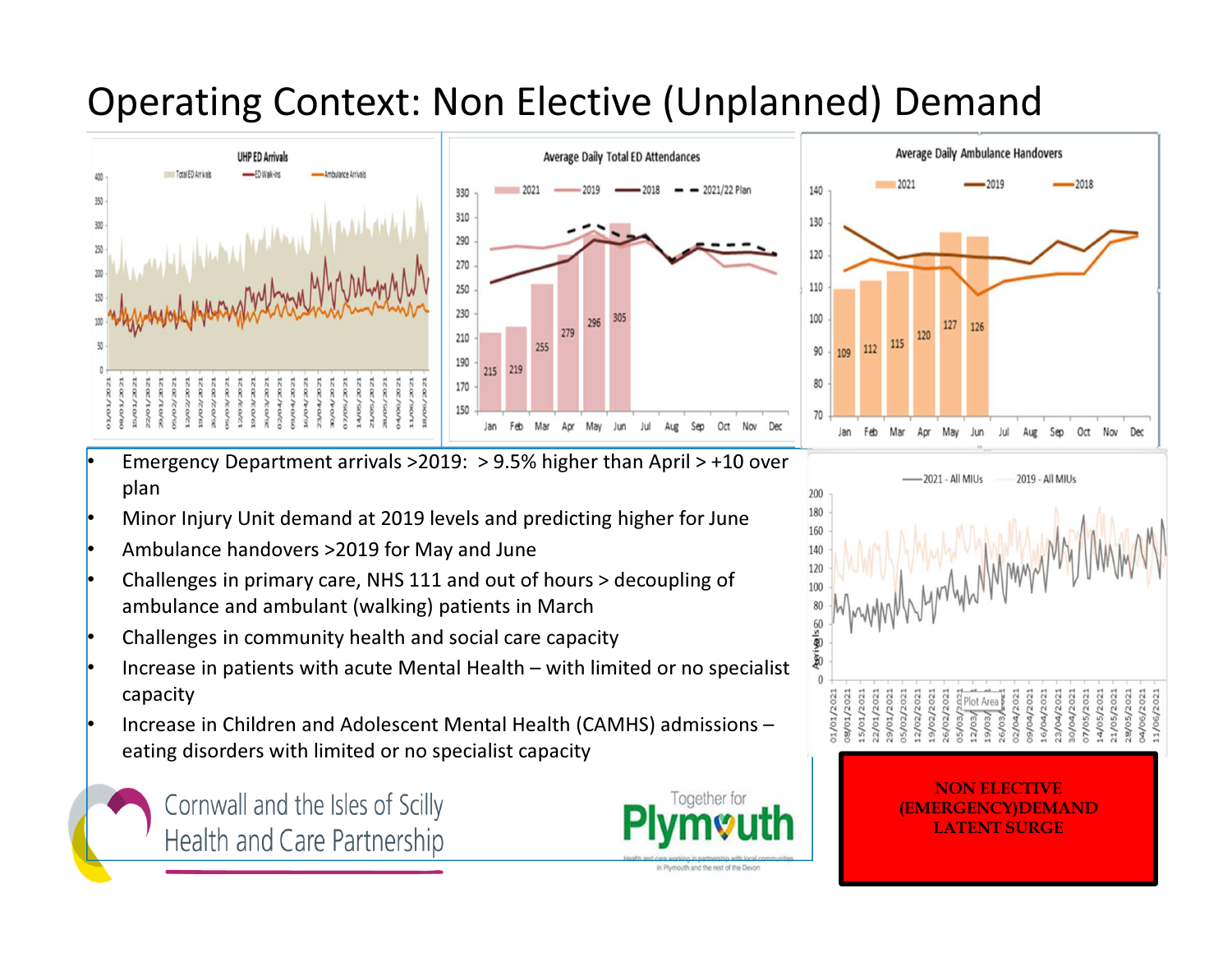# Operating Context: Non Elective (Unplanned) Demand

- Emergency Department arrivals >2019: > 9.5% higher than April > +10 over plan
- Minor Injury Unit demand at 2019 levels and predicting higher for June
- Ambulance handovers >2019 for May and June
- Challenges in primary care, NHS 111 and out of hours > decoupling of ambulance and ambulant (walking) patients in March
- Challenges in community health and social care capacity
- Increase in patients with acute Mental Health – with limited or no specialist capacity
- Increase in Children and Adolescent Mental Health (CAMHS) admissions – eating disorders with limited or no specialist capacity

**NON ELECTIVE (EMERGENCY)DEMAND LATENT SURGE**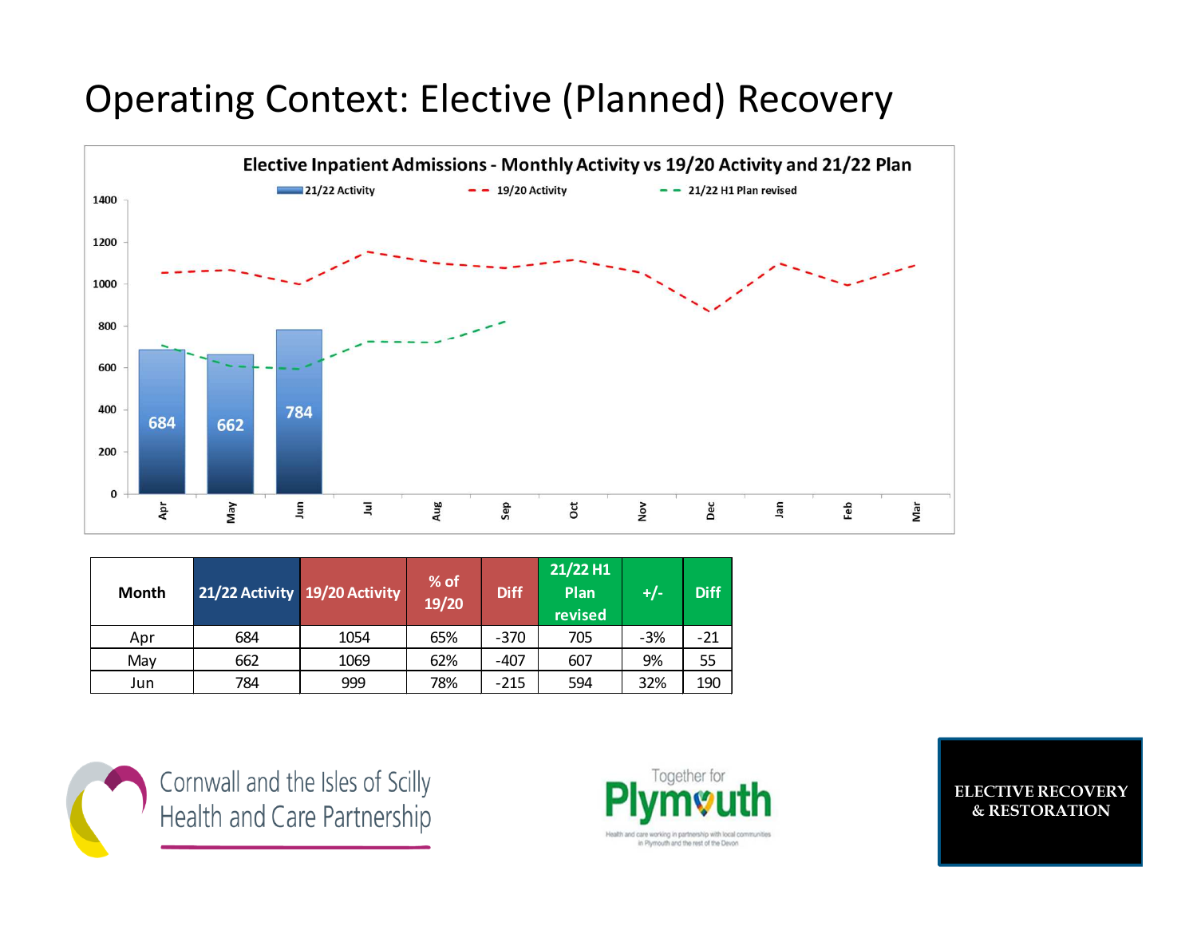# Operating Context: Elective (Planned) Recovery

**Elective Inpatient Admissions - Monthly Activity vs 19/20 Activity and 21/22 Plan**

21/22 Activity | 19/20 Activity | 21/22 H1 Plan revised

| Month | 21/22 Activity | 19/20 Activity | % of 19/20 | Diff | 21/22 H1 Plan revised | +/- | Diff |
|---|---|---|---|---|---|---|---|
| Apr | 684 | 1054 | 65% | -370 | 705 | -3% | -21 |
| May | 662 | 1069 | 62% | -407 | 607 | 9% | 55 |
| Jun | 784 | 999 | 78% | -215 | 594 | 32% | 190 |

Cornwall and the Isles of Scilly Health and Care Partnership

Together for Plymouth — Health and care working in partnership with local communities in Plymouth and the rest of the Devon

ELECTIVE RECOVERY & RESTORATION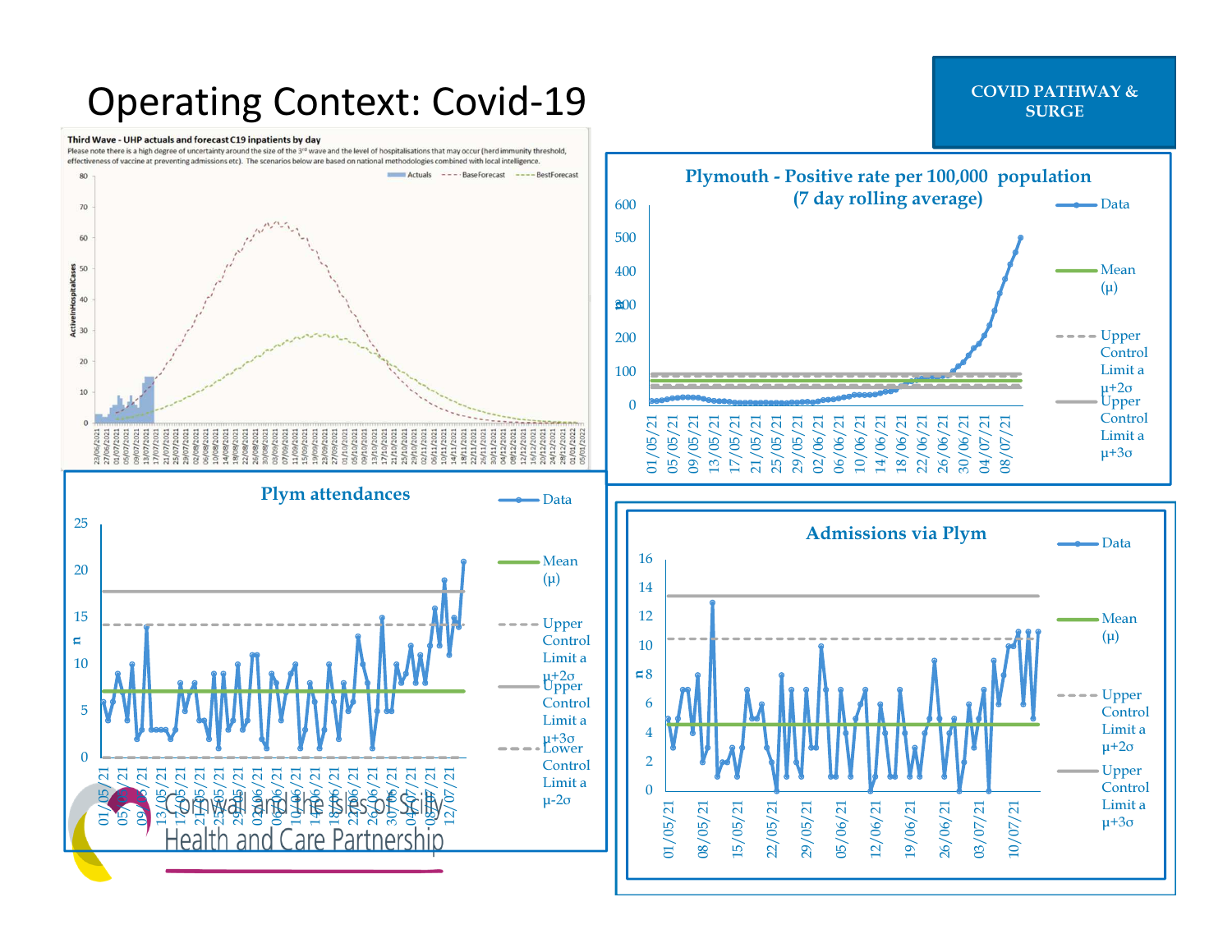# Operating Context: Covid-19

**COVID PATHWAY & SURGE**

**Third Wave - UHP actuals and forecast C19 inpatients by day**

Please note there is a high degree of uncertainty around the size of the 3rd wave and the level of hospitalisations that may occur (herd immunity threshold, effectiveness of vaccine at preventing admissions etc). The scenarios below are based on national methodologies combined with local intelligence.

Actuals · BaseForecast · BestForecast

**Plymouth - Positive rate per 100,000 population (7 day rolling average)**

Data · Mean (μ) · Upper Control Limit a μ+2σ · Upper Control Limit a μ+3σ

**Plym attendances**

Data · Mean (μ) · Upper Control Limit a μ+2σ · Upper Control Limit a μ+3σ · Lower Control Limit a μ-2σ

**Admissions via Plym**

Data · Mean (μ) · Upper Control Limit a μ+2σ · Upper Control Limit a μ+3σ

Cornwall and the Isles of Scilly Health and Care Partnership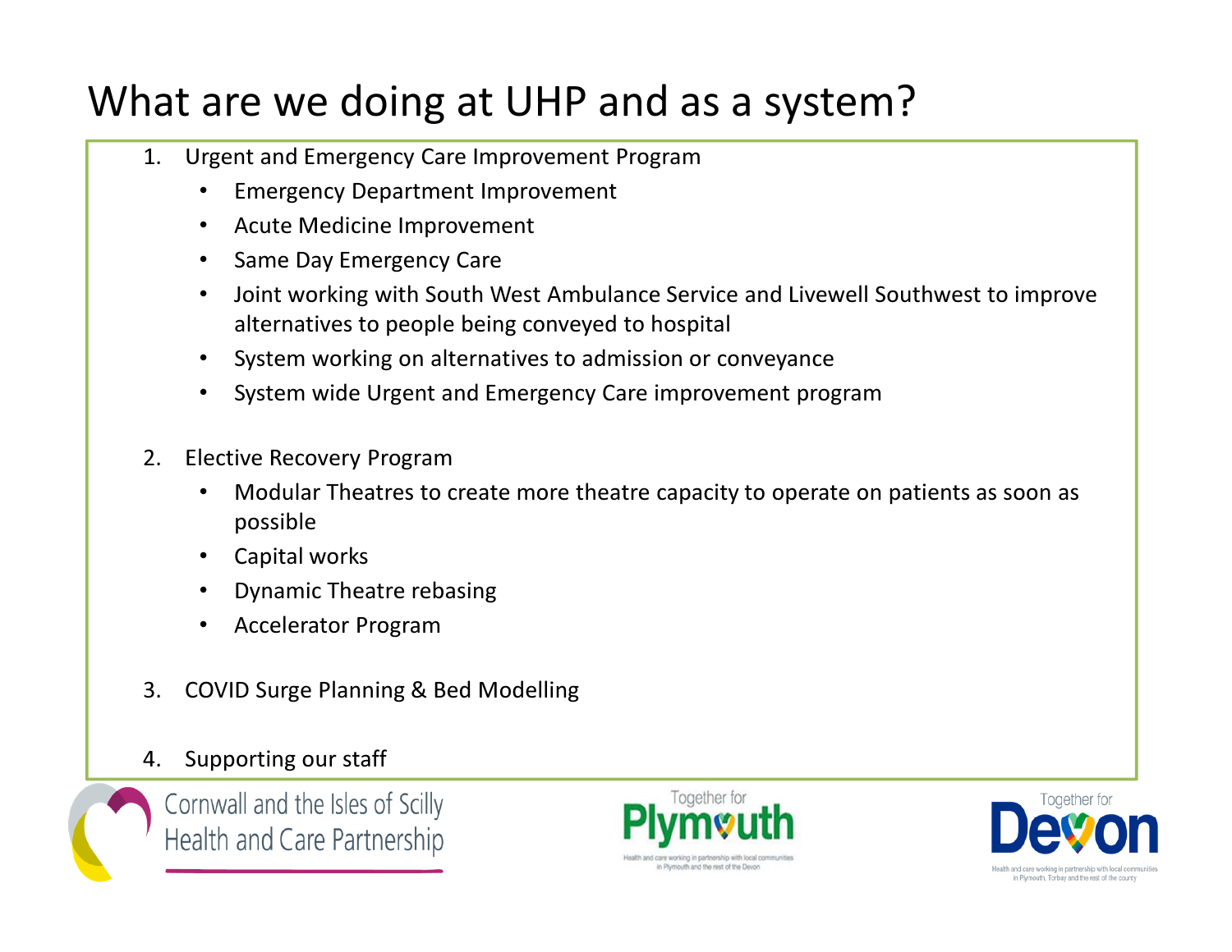# What are we doing at UHP and as a system?

1. Urgent and Emergency Care Improvement Program
   - Emergency Department Improvement
   - Acute Medicine Improvement
   - Same Day Emergency Care
   - Joint working with South West Ambulance Service and Livewell Southwest to improve alternatives to people being conveyed to hospital
   - System working on alternatives to admission or conveyance
   - System wide Urgent and Emergency Care improvement program

2. Elective Recovery Program
   - Modular Theatres to create more theatre capacity to operate on patients as soon as possible
   - Capital works
   - Dynamic Theatre rebasing
   - Accelerator Program

3. COVID Surge Planning & Bed Modelling

4. Supporting our staff

Cornwall and the Isles of Scilly Health and Care Partnership

Together for Plymouth
Health and care working in partnership with local communities in Plymouth and the rest of the Devon

Together for Devon
Health and care working in partnership with local communities in Plymouth, Torbay and the rest of the county